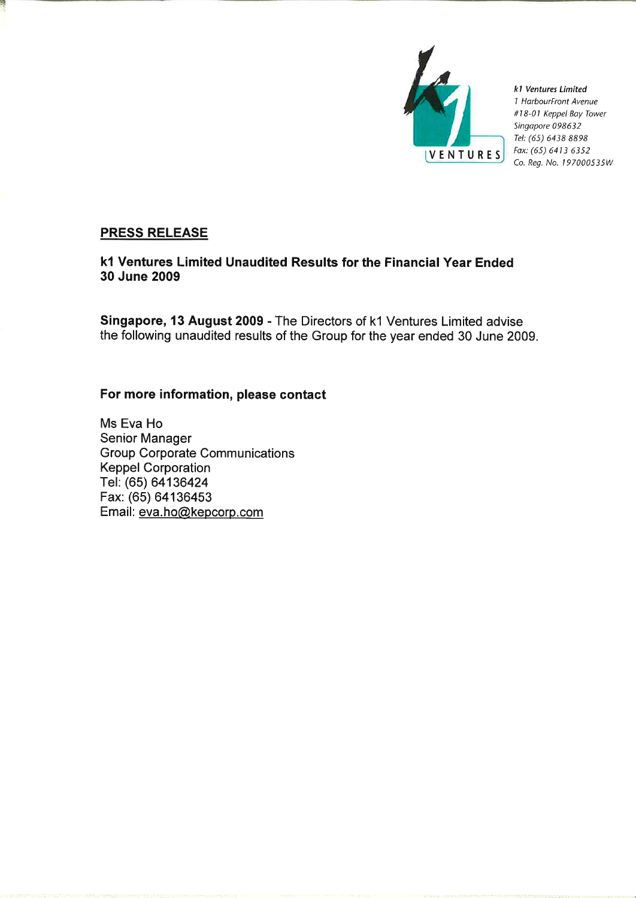*k1 Ventures Limited*
*1 HarbourFront Avenue*
*#18-01 Keppel Bay Tower*
*Singapore 098632*
*Tel: (65) 6438 8898*
*Fax: (65) 6413 6352*
*Co. Reg. No. 197000535W*

**PRESS RELEASE**

**k1 Ventures Limited Unaudited Results for the Financial Year Ended 30 June 2009**

**Singapore, 13 August 2009** - The Directors of k1 Ventures Limited advise the following unaudited results of the Group for the year ended 30 June 2009.

**For more information, please contact**

Ms Eva Ho
Senior Manager
Group Corporate Communications
Keppel Corporation
Tel: (65) 64136424
Fax: (65) 64136453
Email: eva.ho@kepcorp.com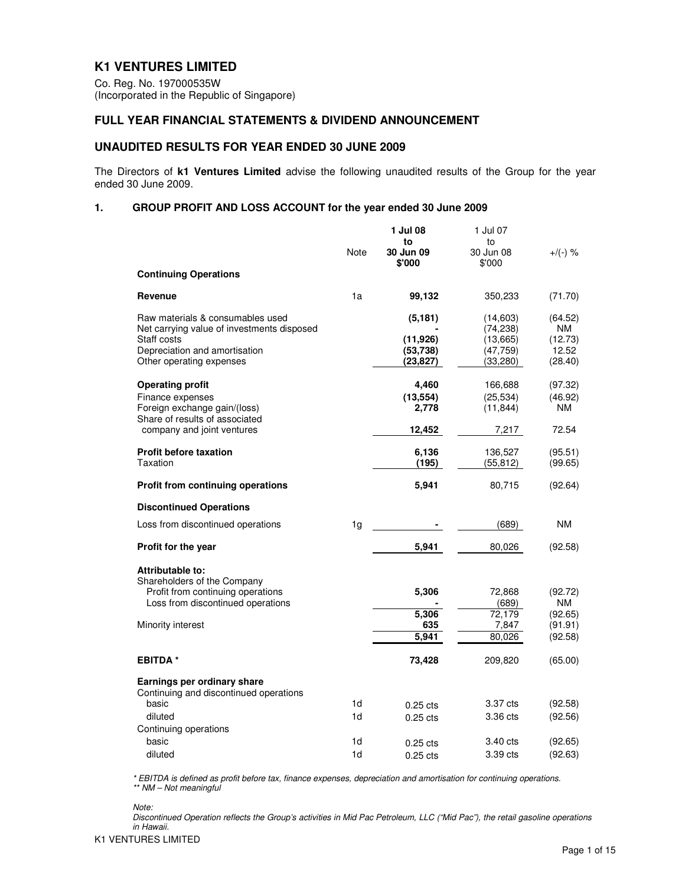# K1 VENTURES LIMITED

Co. Reg. No. 197000535W
(Incorporated in the Republic of Singapore)

## FULL YEAR FINANCIAL STATEMENTS & DIVIDEND ANNOUNCEMENT

## UNAUDITED RESULTS FOR YEAR ENDED 30 JUNE 2009

The Directors of **k1 Ventures Limited** advise the following unaudited results of the Group for the year ended 30 June 2009.

### 1. GROUP PROFIT AND LOSS ACCOUNT for the year ended 30 June 2009

| | Note | **1 Jul 08 to 30 Jun 09 $'000** | 1 Jul 07 to 30 Jun 08 $'000 | +/(-) % |
|---|---|---|---|---|
| **Continuing Operations** | | | | |
| **Revenue** | 1a | **99,132** | 350,233 | (71.70) |
| Raw materials & consumables used | | **(5,181)** | (14,603) | (64.52) |
| Net carrying value of investments disposed | | **-** | (74,238) | NM |
| Staff costs | | **(11,926)** | (13,665) | (12.73) |
| Depreciation and amortisation | | **(53,738)** | (47,759) | 12.52 |
| Other operating expenses | | **(23,827)** | (33,280) | (28.40) |
| **Operating profit** | | **4,460** | 166,688 | (97.32) |
| Finance expenses | | **(13,554)** | (25,534) | (46.92) |
| Foreign exchange gain/(loss) | | **2,778** | (11,844) | NM |
| Share of results of associated company and joint ventures | | **12,452** | 7,217 | 72.54 |
| **Profit before taxation** | | **6,136** | 136,527 | (95.51) |
| Taxation | | **(195)** | (55,812) | (99.65) |
| **Profit from continuing operations** | | **5,941** | 80,715 | (92.64) |
| **Discontinued Operations** | | | | |
| Loss from discontinued operations | 1g | **-** | (689) | NM |
| **Profit for the year** | | **5,941** | 80,026 | (92.58) |
| **Attributable to:** | | | | |
| Shareholders of the Company | | | | |
| Profit from continuing operations | | **5,306** | 72,868 | (92.72) |
| Loss from discontinued operations | | **-** | (689) | NM |
| | | **5,306** | 72,179 | (92.65) |
| Minority interest | | **635** | 7,847 | (91.91) |
| | | **5,941** | 80,026 | (92.58) |
| **EBITDA \*** | | **73,428** | 209,820 | (65.00) |
| **Earnings per ordinary share** | | | | |
| Continuing and discontinued operations | | | | |
| basic | 1d | 0.25 cts | 3.37 cts | (92.58) |
| diluted | 1d | 0.25 cts | 3.36 cts | (92.56) |
| Continuing operations | | | | |
| basic | 1d | 0.25 cts | 3.40 cts | (92.65) |
| diluted | 1d | 0.25 cts | 3.39 cts | (92.63) |

*\* EBITDA is defined as profit before tax, finance expenses, depreciation and amortisation for continuing operations.*
*\*\* NM – Not meaningful*

*Note:*
*Discontinued Operation reflects the Group's activities in Mid Pac Petroleum, LLC ("Mid Pac"), the retail gasoline operations in Hawaii.*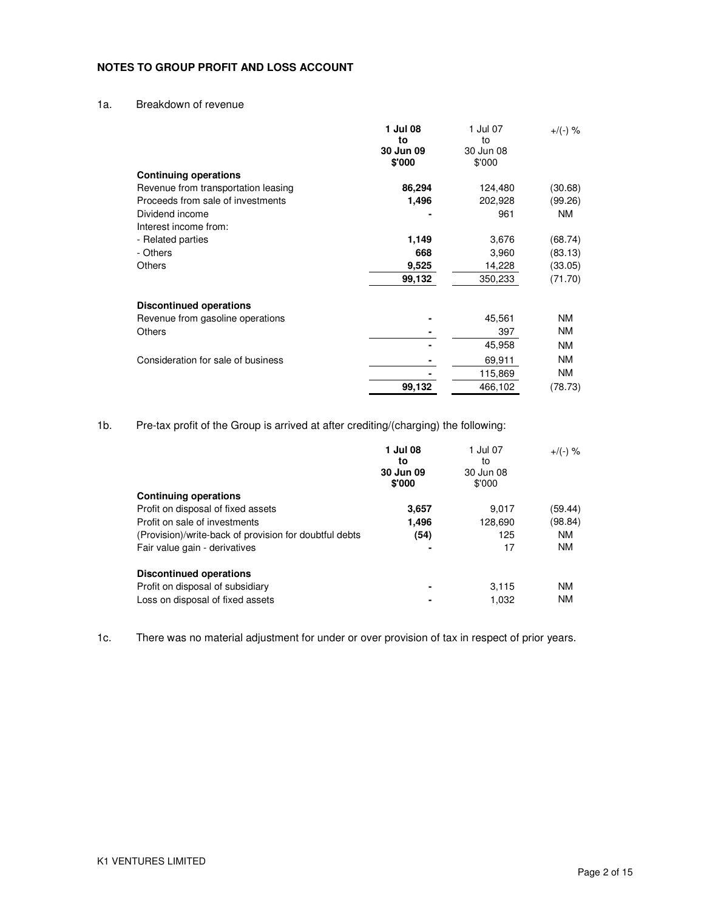**NOTES TO GROUP PROFIT AND LOSS ACCOUNT**

1a. Breakdown of revenue

| | **1 Jul 08 to 30 Jun 09 $'000** | 1 Jul 07 to 30 Jun 08 $'000 | +/(-) % |
|---|---|---|---|
| **Continuing operations** | | | |
| Revenue from transportation leasing | **86,294** | 124,480 | (30.68) |
| Proceeds from sale of investments | **1,496** | 202,928 | (99.26) |
| Dividend income | **-** | 961 | NM |
| Interest income from: | | | |
| - Related parties | **1,149** | 3,676 | (68.74) |
| - Others | **668** | 3,960 | (83.13) |
| Others | **9,525** | 14,228 | (33.05) |
| | **99,132** | 350,233 | (71.70) |
| **Discontinued operations** | | | |
| Revenue from gasoline operations | **-** | 45,561 | NM |
| Others | **-** | 397 | NM |
| | **-** | 45,958 | NM |
| Consideration for sale of business | **-** | 69,911 | NM |
| | **-** | 115,869 | NM |
| | **99,132** | 466,102 | (78.73) |

1b. Pre-tax profit of the Group is arrived at after crediting/(charging) the following:

| | **1 Jul 08 to 30 Jun 09 $'000** | 1 Jul 07 to 30 Jun 08 $'000 | +/(-) % |
|---|---|---|---|
| **Continuing operations** | | | |
| Profit on disposal of fixed assets | **3,657** | 9,017 | (59.44) |
| Profit on sale of investments | **1,496** | 128,690 | (98.84) |
| (Provision)/write-back of provision for doubtful debts | **(54)** | 125 | NM |
| Fair value gain - derivatives | **-** | 17 | NM |
| **Discontinued operations** | | | |
| Profit on disposal of subsidiary | **-** | 3,115 | NM |
| Loss on disposal of fixed assets | **-** | 1,032 | NM |

1c. There was no material adjustment for under or over provision of tax in respect of prior years.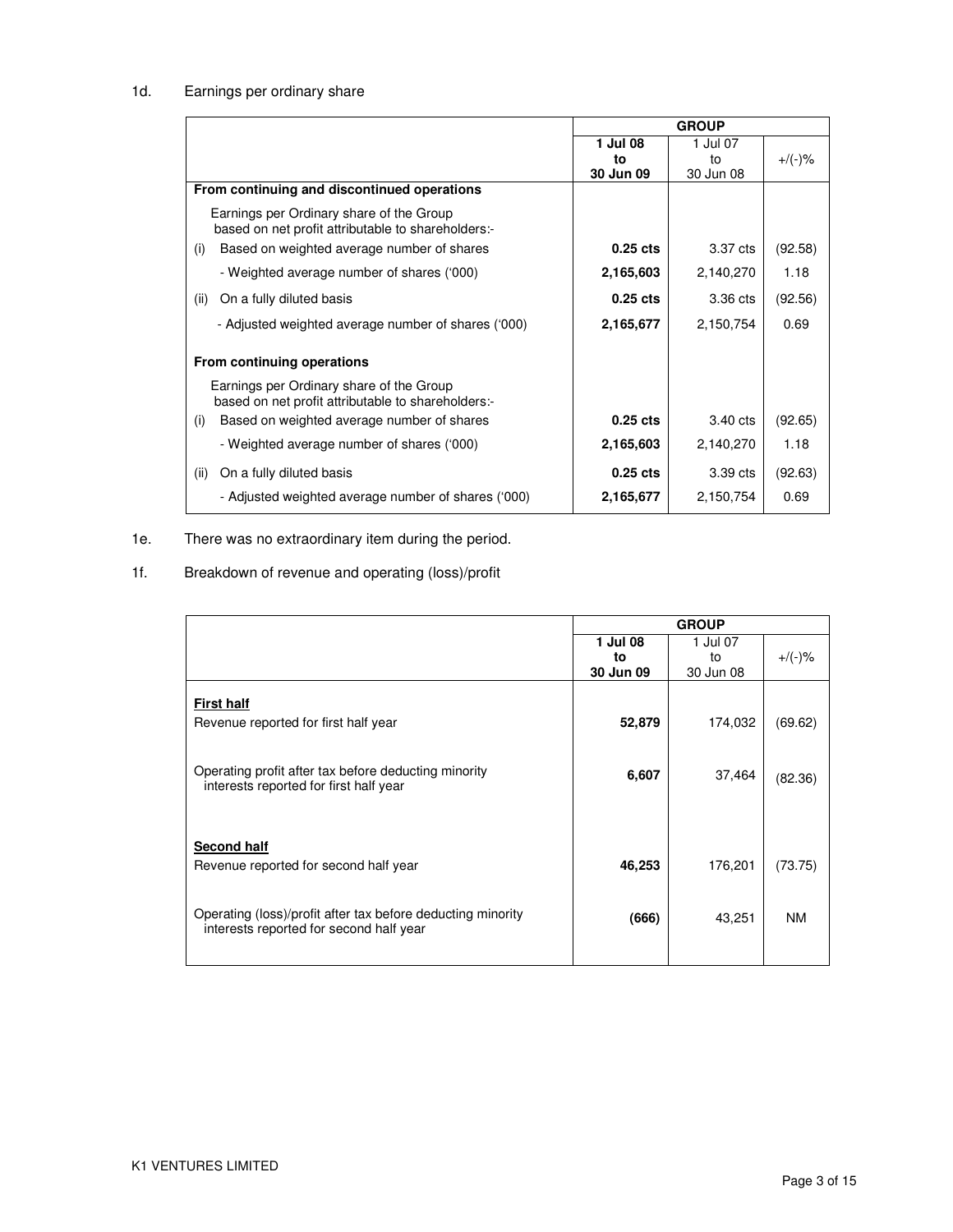1d. Earnings per ordinary share

| | GROUP | | |
|---|---|---|---|
| | **1 Jul 08 to 30 Jun 09** | 1 Jul 07 to 30 Jun 08 | +/(-)% |
| **From continuing and discontinued operations** | | | |
| Earnings per Ordinary share of the Group based on net profit attributable to shareholders:- | | | |
| (i) Based on weighted average number of shares | **0.25 cts** | 3.37 cts | (92.58) |
| - Weighted average number of shares ('000) | **2,165,603** | 2,140,270 | 1.18 |
| (ii) On a fully diluted basis | **0.25 cts** | 3.36 cts | (92.56) |
| - Adjusted weighted average number of shares ('000) | **2,165,677** | 2,150,754 | 0.69 |
| **From continuing operations** | | | |
| Earnings per Ordinary share of the Group based on net profit attributable to shareholders:- | | | |
| (i) Based on weighted average number of shares | **0.25 cts** | 3.40 cts | (92.65) |
| - Weighted average number of shares ('000) | **2,165,603** | 2,140,270 | 1.18 |
| (ii) On a fully diluted basis | **0.25 cts** | 3.39 cts | (92.63) |
| - Adjusted weighted average number of shares ('000) | **2,165,677** | 2,150,754 | 0.69 |

1e. There was no extraordinary item during the period.

1f. Breakdown of revenue and operating (loss)/profit

| | GROUP | | |
|---|---|---|---|
| | **1 Jul 08 to 30 Jun 09** | 1 Jul 07 to 30 Jun 08 | +/(-)% |
| **First half** | | | |
| Revenue reported for first half year | **52,879** | 174,032 | (69.62) |
| Operating profit after tax before deducting minority interests reported for first half year | **6,607** | 37,464 | (82.36) |
| **Second half** | | | |
| Revenue reported for second half year | **46,253** | 176,201 | (73.75) |
| Operating (loss)/profit after tax before deducting minority interests reported for second half year | **(666)** | 43,251 | NM |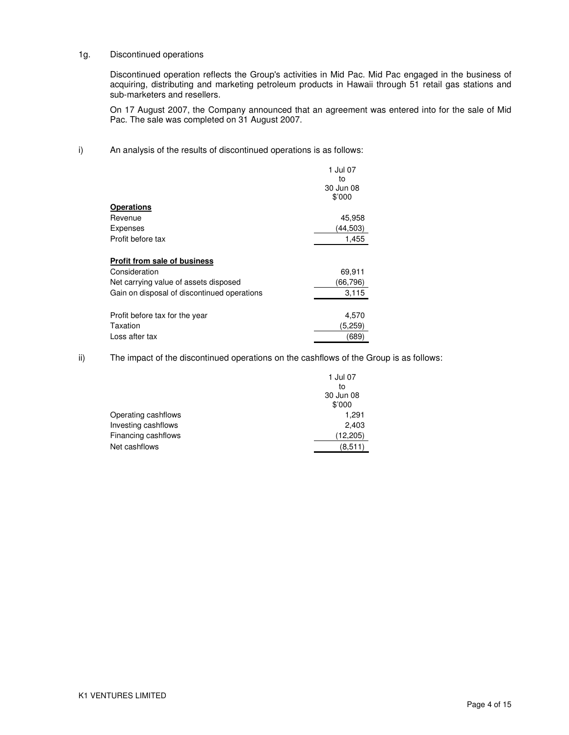1g. Discontinued operations

Discontinued operation reflects the Group's activities in Mid Pac. Mid Pac engaged in the business of acquiring, distributing and marketing petroleum products in Hawaii through 51 retail gas stations and sub-marketers and resellers.

On 17 August 2007, the Company announced that an agreement was entered into for the sale of Mid Pac. The sale was completed on 31 August 2007.

i) An analysis of the results of discontinued operations is as follows:

| | 1 Jul 07 to 30 Jun 08 $'000 |
|---|---|
| **Operations** | |
| Revenue | 45,958 |
| Expenses | (44,503) |
| Profit before tax | 1,455 |
| | |
| **Profit from sale of business** | |
| Consideration | 69,911 |
| Net carrying value of assets disposed | (66,796) |
| Gain on disposal of discontinued operations | 3,115 |
| | |
| Profit before tax for the year | 4,570 |
| Taxation | (5,259) |
| Loss after tax | (689) |

ii) The impact of the discontinued operations on the cashflows of the Group is as follows:

| | 1 Jul 07 to 30 Jun 08 $'000 |
|---|---|
| Operating cashflows | 1,291 |
| Investing cashflows | 2,403 |
| Financing cashflows | (12,205) |
| Net cashflows | (8,511) |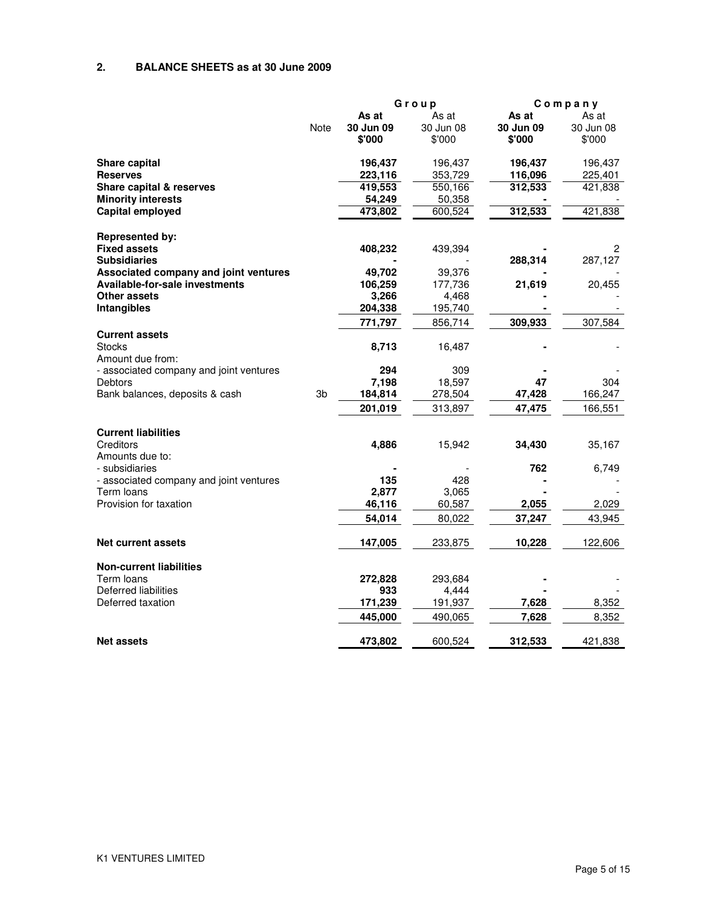## 2. BALANCE SHEETS as at 30 June 2009

| | Note | Group | | Company | |
|---|---|---|---|---|---|
| | | **As at 30 Jun 09 $'000** | As at 30 Jun 08 $'000 | **As at 30 Jun 09 $'000** | As at 30 Jun 08 $'000 |
| **Share capital** | | **196,437** | 196,437 | **196,437** | 196,437 |
| **Reserves** | | **223,116** | 353,729 | **116,096** | 225,401 |
| **Share capital & reserves** | | **419,553** | 550,166 | **312,533** | 421,838 |
| **Minority interests** | | **54,249** | 50,358 | **-** | - |
| **Capital employed** | | **473,802** | 600,524 | **312,533** | 421,838 |
| **Represented by:** | | | | | |
| **Fixed assets** | | **408,232** | 439,394 | **-** | 2 |
| **Subsidiaries** | | **-** | - | **288,314** | 287,127 |
| **Associated company and joint ventures** | | **49,702** | 39,376 | **-** | - |
| **Available-for-sale investments** | | **106,259** | 177,736 | **21,619** | 20,455 |
| **Other assets** | | **3,266** | 4,468 | **-** | - |
| **Intangibles** | | **204,338** | 195,740 | **-** | - |
| | | **771,797** | 856,714 | **309,933** | 307,584 |
| **Current assets** | | | | | |
| Stocks | | **8,713** | 16,487 | **-** | - |
| Amount due from: | | | | | |
| - associated company and joint ventures | | **294** | 309 | **-** | - |
| Debtors | | **7,198** | 18,597 | **47** | 304 |
| Bank balances, deposits & cash | 3b | **184,814** | 278,504 | **47,428** | 166,247 |
| | | **201,019** | 313,897 | **47,475** | 166,551 |
| **Current liabilities** | | | | | |
| Creditors | | **4,886** | 15,942 | **34,430** | 35,167 |
| Amounts due to: | | | | | |
| - subsidiaries | | **-** | - | **762** | 6,749 |
| - associated company and joint ventures | | **135** | 428 | **-** | - |
| Term loans | | **2,877** | 3,065 | **-** | - |
| Provision for taxation | | **46,116** | 60,587 | **2,055** | 2,029 |
| | | **54,014** | 80,022 | **37,247** | 43,945 |
| **Net current assets** | | **147,005** | 233,875 | **10,228** | 122,606 |
| **Non-current liabilities** | | | | | |
| Term loans | | **272,828** | 293,684 | **-** | - |
| Deferred liabilities | | **933** | 4,444 | **-** | - |
| Deferred taxation | | **171,239** | 191,937 | **7,628** | 8,352 |
| | | **445,000** | 490,065 | **7,628** | 8,352 |
| **Net assets** | | **473,802** | 600,524 | **312,533** | 421,838 |

K1 VENTURES LIMITED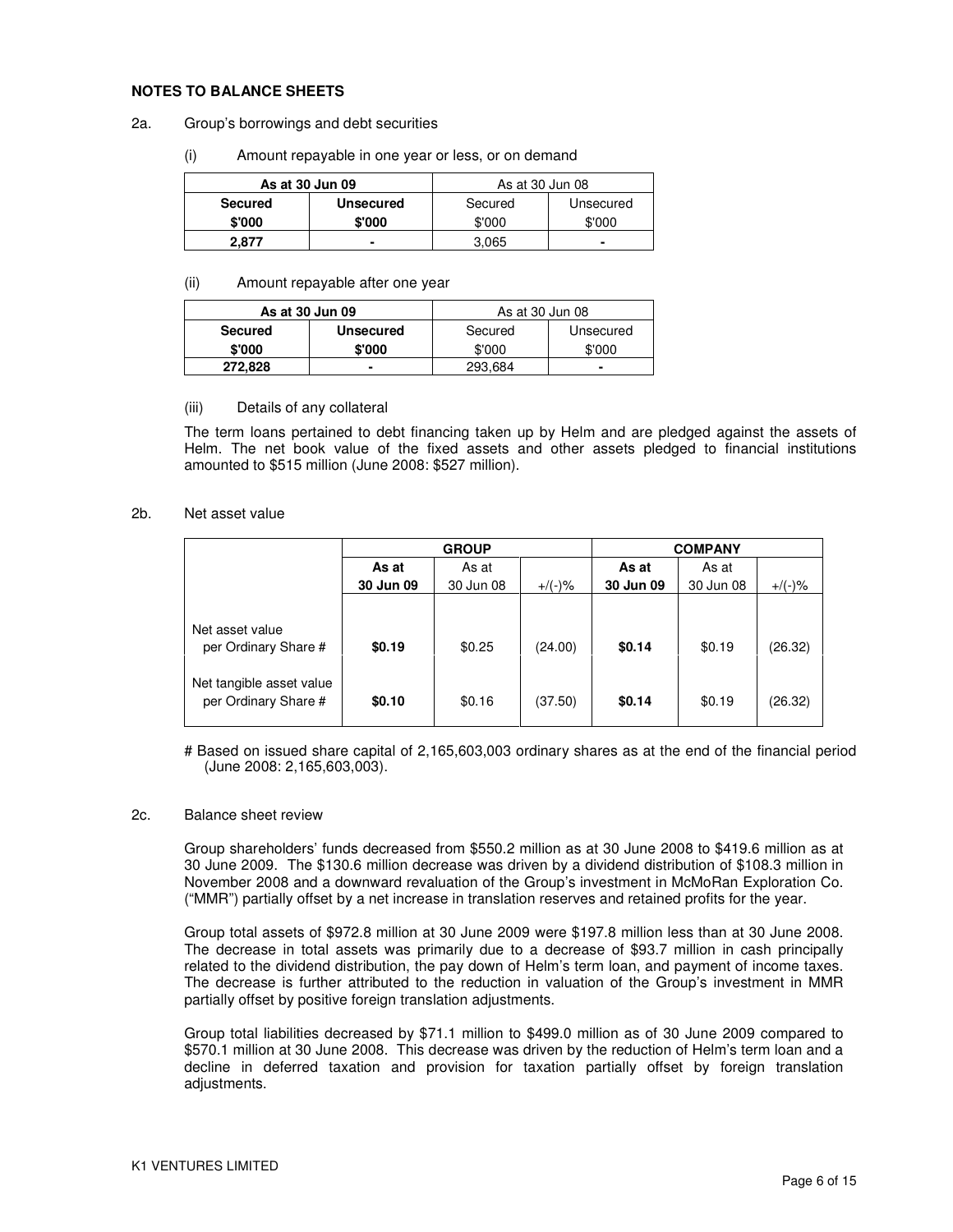## NOTES TO BALANCE SHEETS

2a. Group's borrowings and debt securities

(i) Amount repayable in one year or less, or on demand

| **As at 30 Jun 09** | | As at 30 Jun 08 | |
|---|---|---|---|
| **Secured** | **Unsecured** | Secured | Unsecured |
| **$'000** | **$'000** | $'000 | $'000 |
| **2,877** | **-** | 3,065 | - |

(ii) Amount repayable after one year

| **As at 30 Jun 09** | | As at 30 Jun 08 | |
|---|---|---|---|
| **Secured** | **Unsecured** | Secured | Unsecured |
| **$'000** | **$'000** | $'000 | $'000 |
| **272,828** | **-** | 293,684 | - |

(iii) Details of any collateral

The term loans pertained to debt financing taken up by Helm and are pledged against the assets of Helm. The net book value of the fixed assets and other assets pledged to financial institutions amounted to $515 million (June 2008: $527 million).

2b. Net asset value

| | **GROUP** | | | **COMPANY** | | |
|---|---|---|---|---|---|---|
| | **As at 30 Jun 09** | As at 30 Jun 08 | +/(-)% | **As at 30 Jun 09** | As at 30 Jun 08 | +/(-)% |
| Net asset value per Ordinary Share # | **$0.19** | $0.25 | (24.00) | **$0.14** | $0.19 | (26.32) |
| Net tangible asset value per Ordinary Share # | **$0.10** | $0.16 | (37.50) | **$0.14** | $0.19 | (26.32) |

# Based on issued share capital of 2,165,603,003 ordinary shares as at the end of the financial period (June 2008: 2,165,603,003).

2c. Balance sheet review

Group shareholders' funds decreased from $550.2 million as at 30 June 2008 to $419.6 million as at 30 June 2009. The $130.6 million decrease was driven by a dividend distribution of $108.3 million in November 2008 and a downward revaluation of the Group's investment in McMoRan Exploration Co. ("MMR") partially offset by a net increase in translation reserves and retained profits for the year.

Group total assets of $972.8 million at 30 June 2009 were $197.8 million less than at 30 June 2008. The decrease in total assets was primarily due to a decrease of $93.7 million in cash principally related to the dividend distribution, the pay down of Helm's term loan, and payment of income taxes. The decrease is further attributed to the reduction in valuation of the Group's investment in MMR partially offset by positive foreign translation adjustments.

Group total liabilities decreased by $71.1 million to $499.0 million as of 30 June 2009 compared to $570.1 million at 30 June 2008. This decrease was driven by the reduction of Helm's term loan and a decline in deferred taxation and provision for taxation partially offset by foreign translation adjustments.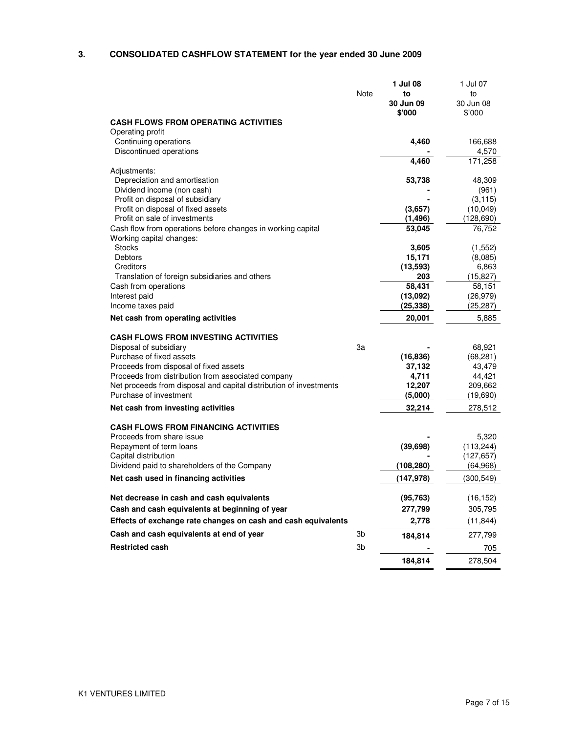## 3. CONSOLIDATED CASHFLOW STATEMENT for the year ended 30 June 2009

| | Note | **1 Jul 08 to 30 Jun 09 $'000** | 1 Jul 07 to 30 Jun 08 $'000 |
|---|---|---|---|
| **CASH FLOWS FROM OPERATING ACTIVITIES** | | | |
| Operating profit | | | |
| Continuing operations | | **4,460** | 166,688 |
| Discontinued operations | | **-** | 4,570 |
| | | **4,460** | 171,258 |
| Adjustments: | | | |
| Depreciation and amortisation | | **53,738** | 48,309 |
| Dividend income (non cash) | | **-** | (961) |
| Profit on disposal of subsidiary | | **-** | (3,115) |
| Profit on disposal of fixed assets | | **(3,657)** | (10,049) |
| Profit on sale of investments | | **(1,496)** | (128,690) |
| Cash flow from operations before changes in working capital | | **53,045** | 76,752 |
| Working capital changes: | | | |
| Stocks | | **3,605** | (1,552) |
| Debtors | | **15,171** | (8,085) |
| Creditors | | **(13,593)** | 6,863 |
| Translation of foreign subsidiaries and others | | **203** | (15,827) |
| Cash from operations | | **58,431** | 58,151 |
| Interest paid | | **(13,092)** | (26,979) |
| Income taxes paid | | **(25,338)** | (25,287) |
| **Net cash from operating activities** | | **20,001** | 5,885 |
| **CASH FLOWS FROM INVESTING ACTIVITIES** | | | |
| Disposal of subsidiary | 3a | **-** | 68,921 |
| Purchase of fixed assets | | **(16,836)** | (68,281) |
| Proceeds from disposal of fixed assets | | **37,132** | 43,479 |
| Proceeds from distribution from associated company | | **4,711** | 44,421 |
| Net proceeds from disposal and capital distribution of investments | | **12,207** | 209,662 |
| Purchase of investment | | **(5,000)** | (19,690) |
| **Net cash from investing activities** | | **32,214** | 278,512 |
| **CASH FLOWS FROM FINANCING ACTIVITIES** | | | |
| Proceeds from share issue | | **-** | 5,320 |
| Repayment of term loans | | **(39,698)** | (113,244) |
| Capital distribution | | **-** | (127,657) |
| Dividend paid to shareholders of the Company | | **(108,280)** | (64,968) |
| **Net cash used in financing activities** | | **(147,978)** | (300,549) |
| **Net decrease in cash and cash equivalents** | | **(95,763)** | (16,152) |
| **Cash and cash equivalents at beginning of year** | | **277,799** | 305,795 |
| **Effects of exchange rate changes on cash and cash equivalents** | | **2,778** | (11,844) |
| **Cash and cash equivalents at end of year** | 3b | **184,814** | 277,799 |
| **Restricted cash** | 3b | **-** | 705 |
| | | **184,814** | 278,504 |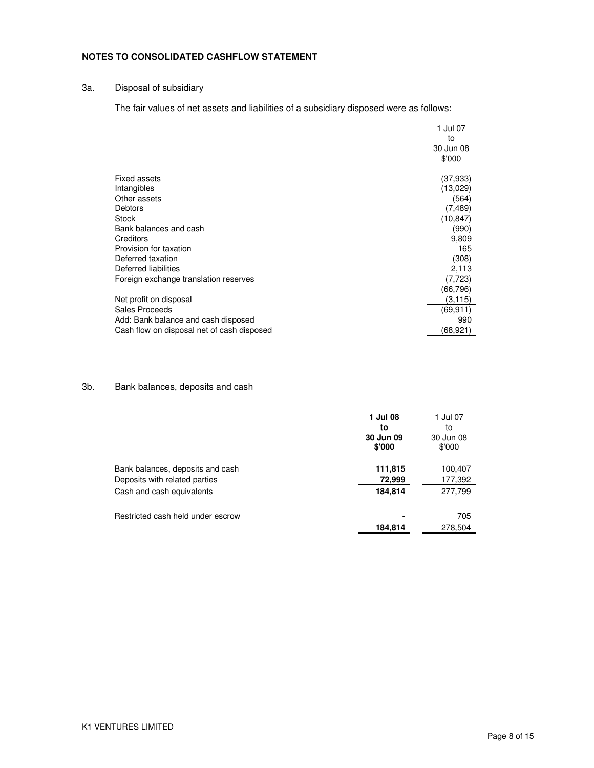## NOTES TO CONSOLIDATED CASHFLOW STATEMENT

3a. Disposal of subsidiary

The fair values of net assets and liabilities of a subsidiary disposed were as follows:

| | 1 Jul 07 to 30 Jun 08 $'000 |
|---|---|
| Fixed assets | (37,933) |
| Intangibles | (13,029) |
| Other assets | (564) |
| Debtors | (7,489) |
| Stock | (10,847) |
| Bank balances and cash | (990) |
| Creditors | 9,809 |
| Provision for taxation | 165 |
| Deferred taxation | (308) |
| Deferred liabilities | 2,113 |
| Foreign exchange translation reserves | (7,723) |
| | (66,796) |
| Net profit on disposal | (3,115) |
| Sales Proceeds | (69,911) |
| Add: Bank balance and cash disposed | 990 |
| Cash flow on disposal net of cash disposed | (68,921) |

3b. Bank balances, deposits and cash

| | **1 Jul 08 to 30 Jun 09 $'000** | 1 Jul 07 to 30 Jun 08 $'000 |
|---|---|---|
| Bank balances, deposits and cash | **111,815** | 100,407 |
| Deposits with related parties | **72,999** | 177,392 |
| Cash and cash equivalents | **184,814** | 277,799 |
| Restricted cash held under escrow | **-** | 705 |
| | **184,814** | 278,504 |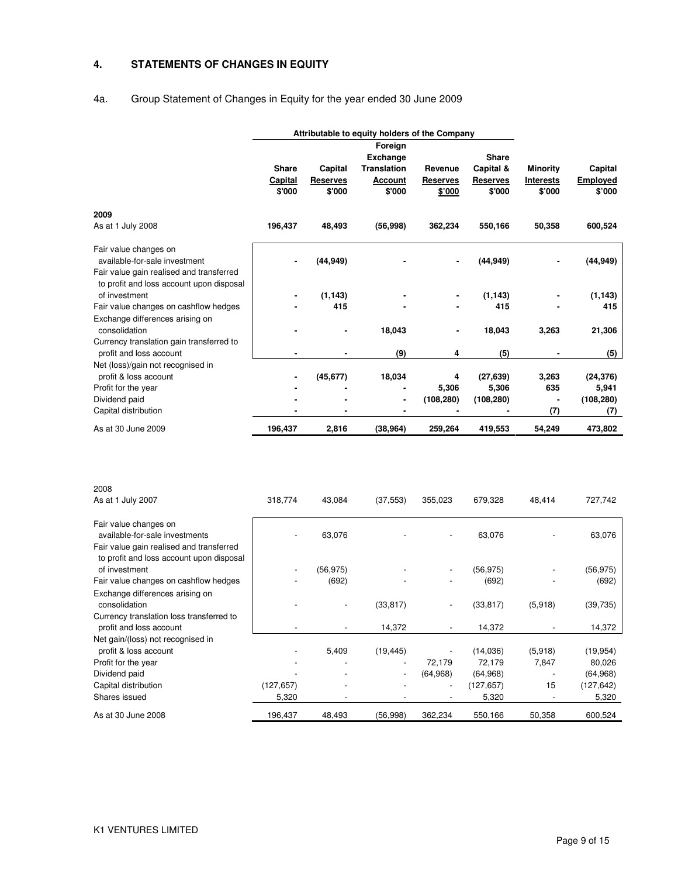## 4. STATEMENTS OF CHANGES IN EQUITY

4a. Group Statement of Changes in Equity for the year ended 30 June 2009

| | Attributable to equity holders of the Company | | | | | | |
|---|---|---|---|---|---|---|---|
| | Share Capital $'000 | Capital Reserves $'000 | Foreign Exchange Translation Account $'000 | Revenue Reserves $'000 | Share Capital & Reserves $'000 | Minority Interests $'000 | Capital Employed $'000 |
| **2009** | | | | | | | |
| As at 1 July 2008 | **196,437** | **48,493** | **(56,998)** | **362,234** | **550,166** | **50,358** | **600,524** |
| Fair value changes on available-for-sale investment | **-** | **(44,949)** | **-** | **-** | **(44,949)** | **-** | **(44,949)** |
| Fair value gain realised and transferred to profit and loss account upon disposal of investment | **-** | **(1,143)** | **-** | **-** | **(1,143)** | **-** | **(1,143)** |
| Fair value changes on cashflow hedges | **-** | **415** | **-** | **-** | **415** | **-** | **415** |
| Exchange differences arising on consolidation | **-** | **-** | **18,043** | **-** | **18,043** | **3,263** | **21,306** |
| Currency translation gain transferred to profit and loss account | **-** | **-** | **(9)** | **4** | **(5)** | **-** | **(5)** |
| Net (loss)/gain not recognised in profit & loss account | **-** | **(45,677)** | **18,034** | **4** | **(27,639)** | **3,263** | **(24,376)** |
| Profit for the year | **-** | **-** | **-** | **5,306** | **5,306** | **635** | **5,941** |
| Dividend paid | **-** | **-** | **-** | **(108,280)** | **(108,280)** | **-** | **(108,280)** |
| Capital distribution | **-** | **-** | **-** | **-** | **-** | **(7)** | **(7)** |
| As at 30 June 2009 | **196,437** | **2,816** | **(38,964)** | **259,264** | **419,553** | **54,249** | **473,802** |
| 2008 | | | | | | | |
| As at 1 July 2007 | 318,774 | 43,084 | (37,553) | 355,023 | 679,328 | 48,414 | 727,742 |
| Fair value changes on available-for-sale investments | - | 63,076 | - | - | 63,076 | - | 63,076 |
| Fair value gain realised and transferred to profit and loss account upon disposal of investment | - | (56,975) | - | - | (56,975) | - | (56,975) |
| Fair value changes on cashflow hedges | - | (692) | - | - | (692) | - | (692) |
| Exchange differences arising on consolidation | - | - | (33,817) | - | (33,817) | (5,918) | (39,735) |
| Currency translation loss transferred to profit and loss account | - | - | 14,372 | - | 14,372 | - | 14,372 |
| Net gain/(loss) not recognised in profit & loss account | - | 5,409 | (19,445) | - | (14,036) | (5,918) | (19,954) |
| Profit for the year | - | - | - | 72,179 | 72,179 | 7,847 | 80,026 |
| Dividend paid | - | - | - | (64,968) | (64,968) | - | (64,968) |
| Capital distribution | (127,657) | - | - | - | (127,657) | 15 | (127,642) |
| Shares issued | 5,320 | - | - | - | 5,320 | - | 5,320 |
| As at 30 June 2008 | 196,437 | 48,493 | (56,998) | 362,234 | 550,166 | 50,358 | 600,524 |

K1 VENTURES LIMITED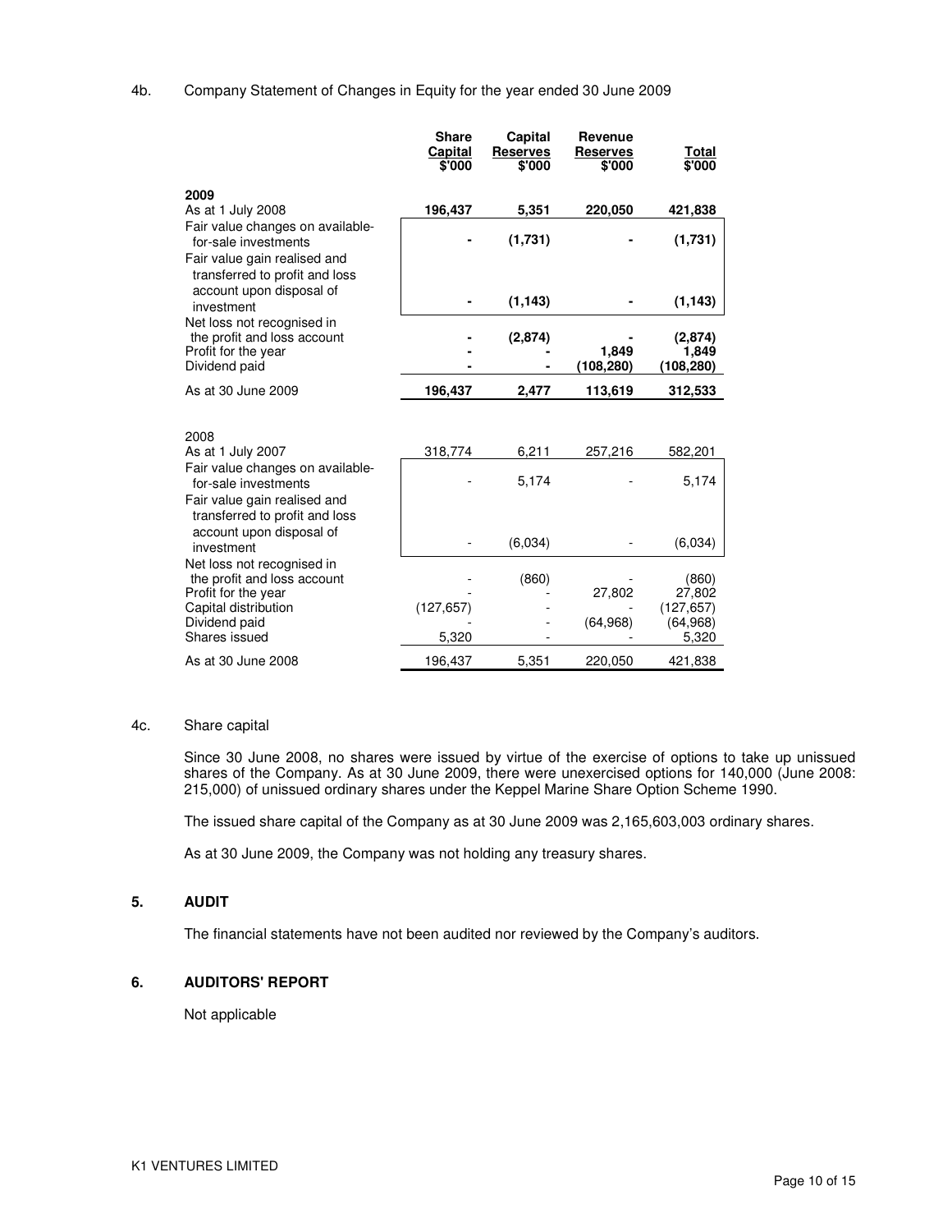4b. Company Statement of Changes in Equity for the year ended 30 June 2009

| | Share Capital $'000 | Capital Reserves $'000 | Revenue Reserves $'000 | Total $'000 |
|---|---|---|---|---|
| **2009** | | | | |
| As at 1 July 2008 | **196,437** | **5,351** | **220,050** | **421,838** |
| Fair value changes on available-for-sale investments | **-** | **(1,731)** | **-** | **(1,731)** |
| Fair value gain realised and transferred to profit and loss account upon disposal of investment | **-** | **(1,143)** | **-** | **(1,143)** |
| Net loss not recognised in the profit and loss account | **-** | **(2,874)** | **-** | **(2,874)** |
| Profit for the year | **-** | **-** | **1,849** | **1,849** |
| Dividend paid | **-** | **-** | **(108,280)** | **(108,280)** |
| As at 30 June 2009 | **196,437** | **2,477** | **113,619** | **312,533** |
| 2008 | | | | |
| As at 1 July 2007 | 318,774 | 6,211 | 257,216 | 582,201 |
| Fair value changes on available-for-sale investments | - | 5,174 | - | 5,174 |
| Fair value gain realised and transferred to profit and loss account upon disposal of investment | - | (6,034) | - | (6,034) |
| Net loss not recognised in the profit and loss account | - | (860) | - | (860) |
| Profit for the year | - | - | 27,802 | 27,802 |
| Capital distribution | (127,657) | - | - | (127,657) |
| Dividend paid | - | - | (64,968) | (64,968) |
| Shares issued | 5,320 | - | - | 5,320 |
| As at 30 June 2008 | 196,437 | 5,351 | 220,050 | 421,838 |

4c. Share capital

Since 30 June 2008, no shares were issued by virtue of the exercise of options to take up unissued shares of the Company. As at 30 June 2009, there were unexercised options for 140,000 (June 2008: 215,000) of unissued ordinary shares under the Keppel Marine Share Option Scheme 1990.

The issued share capital of the Company as at 30 June 2009 was 2,165,603,003 ordinary shares.

As at 30 June 2009, the Company was not holding any treasury shares.

## 5. AUDIT

The financial statements have not been audited nor reviewed by the Company's auditors.

## 6. AUDITORS' REPORT

Not applicable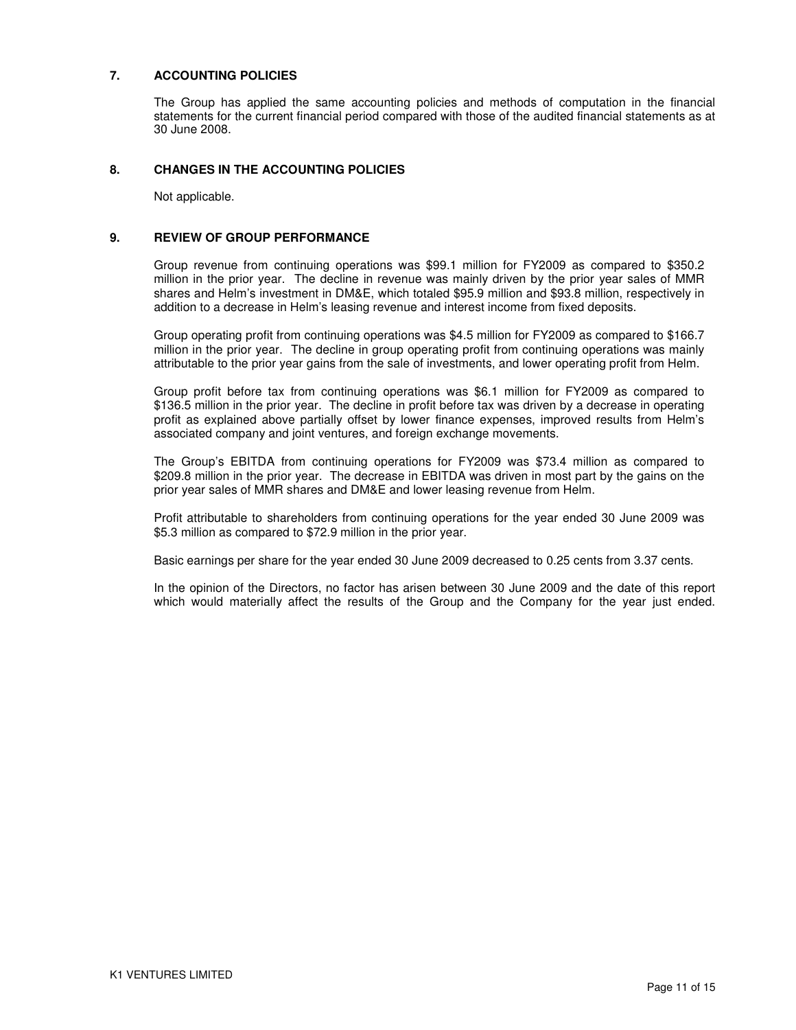## 7. ACCOUNTING POLICIES

The Group has applied the same accounting policies and methods of computation in the financial statements for the current financial period compared with those of the audited financial statements as at 30 June 2008.

## 8. CHANGES IN THE ACCOUNTING POLICIES

Not applicable.

## 9. REVIEW OF GROUP PERFORMANCE

Group revenue from continuing operations was $99.1 million for FY2009 as compared to $350.2 million in the prior year. The decline in revenue was mainly driven by the prior year sales of MMR shares and Helm's investment in DM&E, which totaled $95.9 million and $93.8 million, respectively in addition to a decrease in Helm's leasing revenue and interest income from fixed deposits.

Group operating profit from continuing operations was $4.5 million for FY2009 as compared to $166.7 million in the prior year. The decline in group operating profit from continuing operations was mainly attributable to the prior year gains from the sale of investments, and lower operating profit from Helm.

Group profit before tax from continuing operations was $6.1 million for FY2009 as compared to $136.5 million in the prior year. The decline in profit before tax was driven by a decrease in operating profit as explained above partially offset by lower finance expenses, improved results from Helm's associated company and joint ventures, and foreign exchange movements.

The Group's EBITDA from continuing operations for FY2009 was $73.4 million as compared to $209.8 million in the prior year. The decrease in EBITDA was driven in most part by the gains on the prior year sales of MMR shares and DM&E and lower leasing revenue from Helm.

Profit attributable to shareholders from continuing operations for the year ended 30 June 2009 was $5.3 million as compared to $72.9 million in the prior year.

Basic earnings per share for the year ended 30 June 2009 decreased to 0.25 cents from 3.37 cents.

In the opinion of the Directors, no factor has arisen between 30 June 2009 and the date of this report which would materially affect the results of the Group and the Company for the year just ended.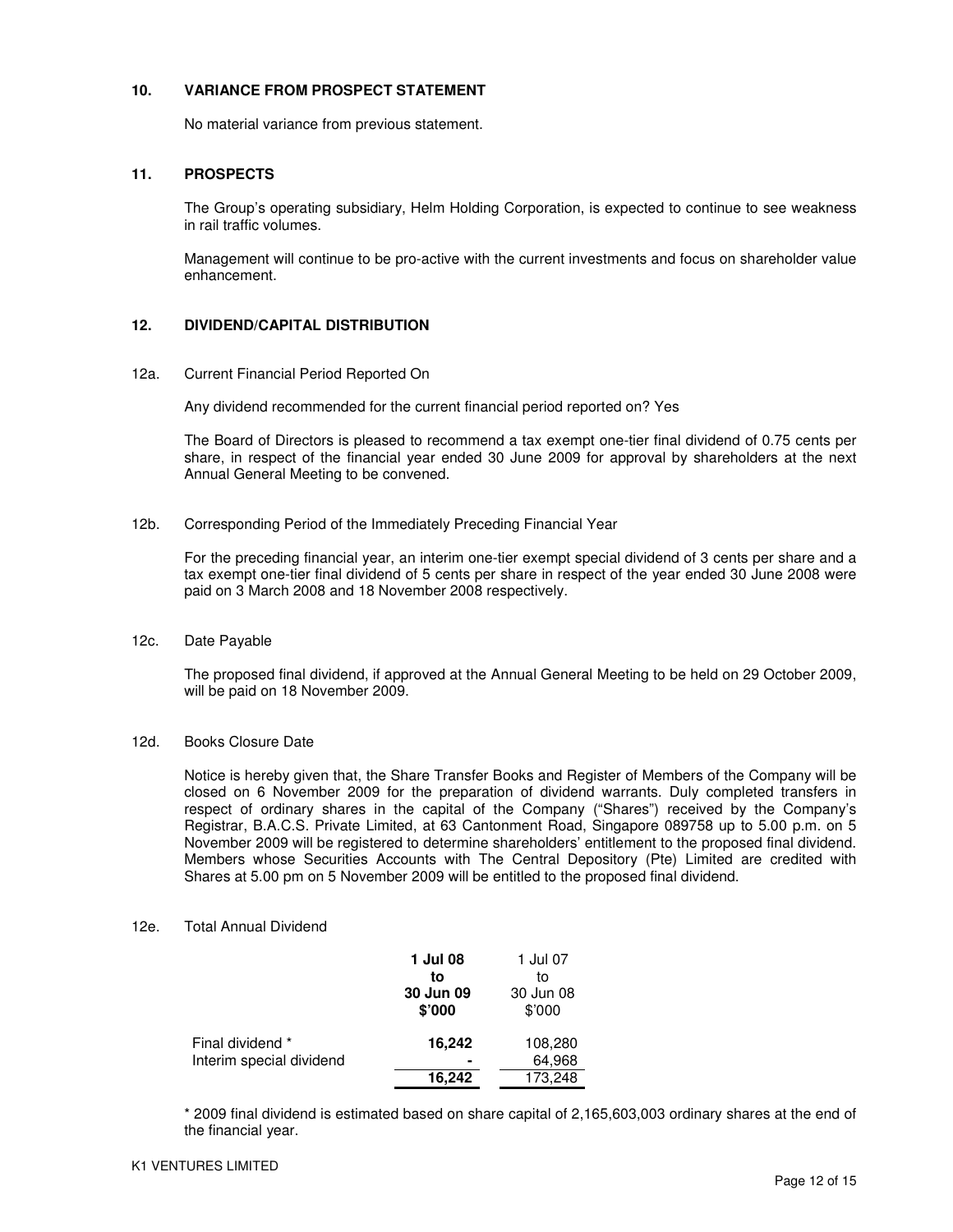## 10. VARIANCE FROM PROSPECT STATEMENT

No material variance from previous statement.

## 11. PROSPECTS

The Group's operating subsidiary, Helm Holding Corporation, is expected to continue to see weakness in rail traffic volumes.

Management will continue to be pro-active with the current investments and focus on shareholder value enhancement.

## 12. DIVIDEND/CAPITAL DISTRIBUTION

12a. Current Financial Period Reported On

Any dividend recommended for the current financial period reported on? Yes

The Board of Directors is pleased to recommend a tax exempt one-tier final dividend of 0.75 cents per share, in respect of the financial year ended 30 June 2009 for approval by shareholders at the next Annual General Meeting to be convened.

12b. Corresponding Period of the Immediately Preceding Financial Year

For the preceding financial year, an interim one-tier exempt special dividend of 3 cents per share and a tax exempt one-tier final dividend of 5 cents per share in respect of the year ended 30 June 2008 were paid on 3 March 2008 and 18 November 2008 respectively.

12c. Date Payable

The proposed final dividend, if approved at the Annual General Meeting to be held on 29 October 2009, will be paid on 18 November 2009.

12d. Books Closure Date

Notice is hereby given that, the Share Transfer Books and Register of Members of the Company will be closed on 6 November 2009 for the preparation of dividend warrants. Duly completed transfers in respect of ordinary shares in the capital of the Company ("Shares") received by the Company's Registrar, B.A.C.S. Private Limited, at 63 Cantonment Road, Singapore 089758 up to 5.00 p.m. on 5 November 2009 will be registered to determine shareholders' entitlement to the proposed final dividend. Members whose Securities Accounts with The Central Depository (Pte) Limited are credited with Shares at 5.00 pm on 5 November 2009 will be entitled to the proposed final dividend.

12e. Total Annual Dividend

| | **1 Jul 08 to 30 Jun 09 $'000** | 1 Jul 07 to 30 Jun 08 $'000 |
|---|---|---|
| Final dividend * | **16,242** | 108,280 |
| Interim special dividend | **-** | 64,968 |
| | **16,242** | 173,248 |

* 2009 final dividend is estimated based on share capital of 2,165,603,003 ordinary shares at the end of the financial year.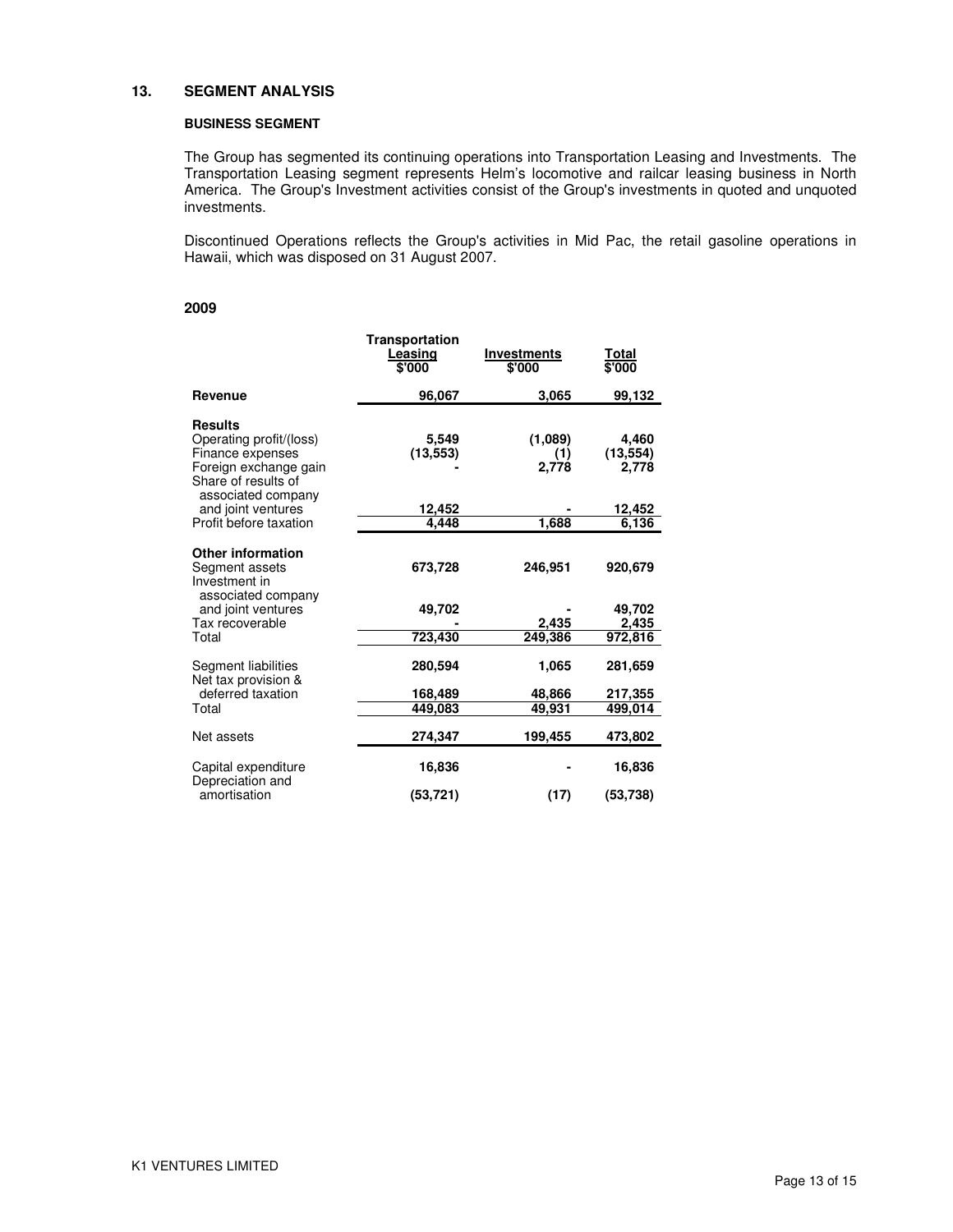## 13. SEGMENT ANALYSIS

### BUSINESS SEGMENT

The Group has segmented its continuing operations into Transportation Leasing and Investments. The Transportation Leasing segment represents Helm's locomotive and railcar leasing business in North America. The Group's Investment activities consist of the Group's investments in quoted and unquoted investments.

Discontinued Operations reflects the Group's activities in Mid Pac, the retail gasoline operations in Hawaii, which was disposed on 31 August 2007.

**2009**

| | Transportation Leasing $'000 | Investments $'000 | Total $'000 |
|---|---|---|---|
| **Revenue** | 96,067 | 3,065 | 99,132 |
| **Results** | | | |
| Operating profit/(loss) | 5,549 | (1,089) | 4,460 |
| Finance expenses | (13,553) | (1) | (13,554) |
| Foreign exchange gain | - | 2,778 | 2,778 |
| Share of results of associated company and joint ventures | 12,452 | - | 12,452 |
| Profit before taxation | 4,448 | 1,688 | 6,136 |
| **Other information** | | | |
| Segment assets | 673,728 | 246,951 | 920,679 |
| Investment in associated company and joint ventures | 49,702 | - | 49,702 |
| Tax recoverable | - | 2,435 | 2,435 |
| Total | 723,430 | 249,386 | 972,816 |
| Segment liabilities | 280,594 | 1,065 | 281,659 |
| Net tax provision & deferred taxation | 168,489 | 48,866 | 217,355 |
| Total | 449,083 | 49,931 | 499,014 |
| Net assets | 274,347 | 199,455 | 473,802 |
| Capital expenditure | 16,836 | - | 16,836 |
| Depreciation and amortisation | (53,721) | (17) | (53,738) |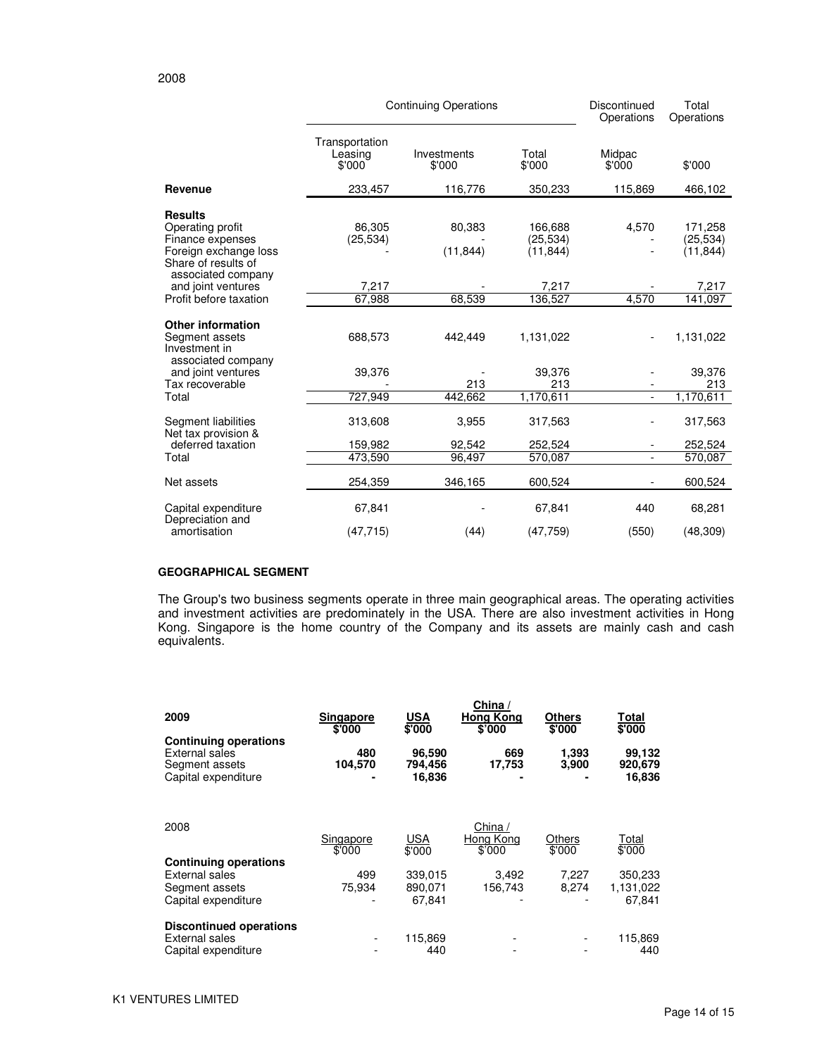2008

| | Continuing Operations | | | Discontinued Operations | Total Operations |
|---|---|---|---|---|---|
| | Transportation Leasing $'000 | Investments $'000 | Total $'000 | Midpac $'000 | $'000 |
| **Revenue** | 233,457 | 116,776 | 350,233 | 115,869 | 466,102 |
| **Results** | | | | | |
| Operating profit | 86,305 | 80,383 | 166,688 | 4,570 | 171,258 |
| Finance expenses | (25,534) | - | (25,534) | - | (25,534) |
| Foreign exchange loss | - | (11,844) | (11,844) | - | (11,844) |
| Share of results of associated company and joint ventures | 7,217 | - | 7,217 | - | 7,217 |
| Profit before taxation | 67,988 | 68,539 | 136,527 | 4,570 | 141,097 |
| **Other information** | | | | | |
| Segment assets | 688,573 | 442,449 | 1,131,022 | - | 1,131,022 |
| Investment in associated company and joint ventures | 39,376 | - | 39,376 | - | 39,376 |
| Tax recoverable | - | 213 | 213 | - | 213 |
| Total | 727,949 | 442,662 | 1,170,611 | - | 1,170,611 |
| Segment liabilities | 313,608 | 3,955 | 317,563 | - | 317,563 |
| Net tax provision & deferred taxation | 159,982 | 92,542 | 252,524 | - | 252,524 |
| Total | 473,590 | 96,497 | 570,087 | - | 570,087 |
| Net assets | 254,359 | 346,165 | 600,524 | - | 600,524 |
| Capital expenditure | 67,841 | - | 67,841 | 440 | 68,281 |
| Depreciation and amortisation | (47,715) | (44) | (47,759) | (550) | (48,309) |

**GEOGRAPHICAL SEGMENT**

The Group's two business segments operate in three main geographical areas. The operating activities and investment activities are predominately in the USA. There are also investment activities in Hong Kong. Singapore is the home country of the Company and its assets are mainly cash and cash equivalents.

| **2009** | **Singapore $'000** | **USA $'000** | **China / Hong Kong $'000** | **Others $'000** | **Total $'000** |
|---|---|---|---|---|---|
| **Continuing operations** | | | | | |
| **External sales** | **480** | **96,590** | **669** | **1,393** | **99,132** |
| **Segment assets** | **104,570** | **794,456** | **17,753** | **3,900** | **920,679** |
| **Capital expenditure** | **-** | **16,836** | **-** | **-** | **16,836** |

| 2008 | Singapore $'000 | USA $'000 | China / Hong Kong $'000 | Others $'000 | Total $'000 |
|---|---|---|---|---|---|
| **Continuing operations** | | | | | |
| External sales | 499 | 339,015 | 3,492 | 7,227 | 350,233 |
| Segment assets | 75,934 | 890,071 | 156,743 | 8,274 | 1,131,022 |
| Capital expenditure | - | 67,841 | - | - | 67,841 |
| **Discontinued operations** | | | | | |
| External sales | - | 115,869 | - | - | 115,869 |
| Capital expenditure | - | 440 | - | - | 440 |

K1 VENTURES LIMITED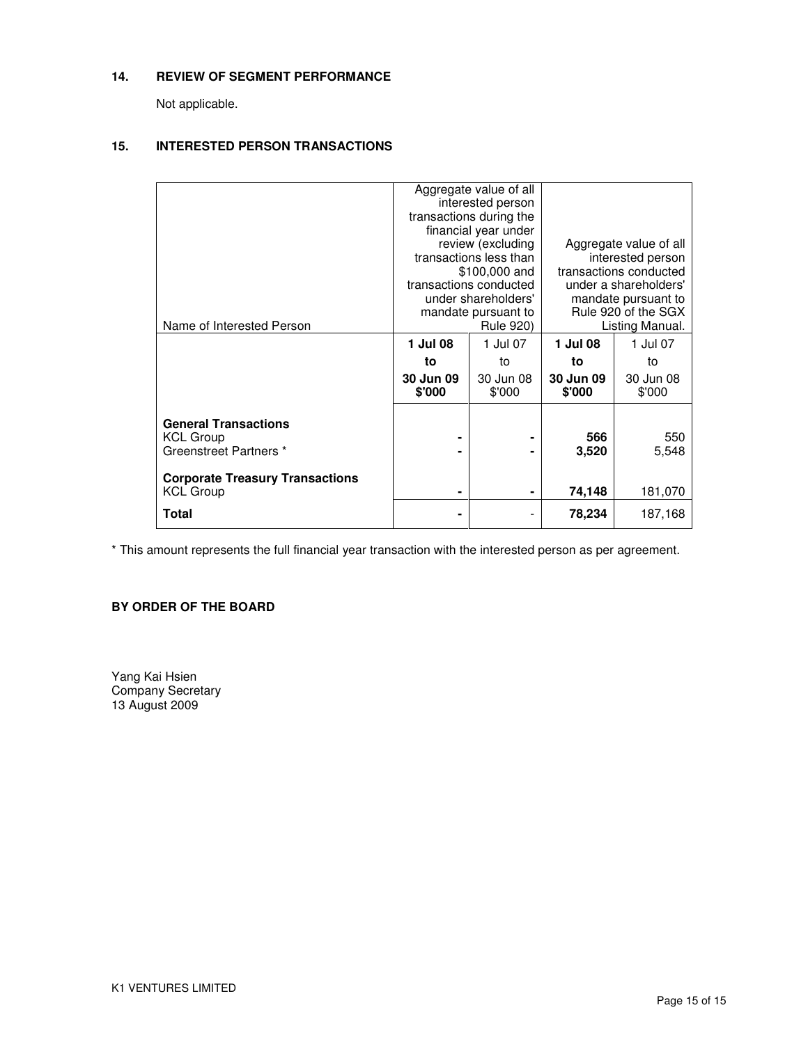## 14. REVIEW OF SEGMENT PERFORMANCE

Not applicable.

## 15. INTERESTED PERSON TRANSACTIONS

| Name of Interested Person | Aggregate value of all interested person transactions during the financial year under review (excluding transactions less than $100,000 and transactions conducted under shareholders' mandate pursuant to Rule 920) | | Aggregate value of all interested person transactions conducted under a shareholders' mandate pursuant to Rule 920 of the SGX Listing Manual. | |
|---|---|---|---|---|
| | **1 Jul 08 to 30 Jun 09 $'000** | 1 Jul 07 to 30 Jun 08 $'000 | **1 Jul 08 to 30 Jun 09 $'000** | 1 Jul 07 to 30 Jun 08 $'000 |
| **General Transactions** | | | | |
| KCL Group | **-** | **-** | **566** | 550 |
| Greenstreet Partners * | **-** | **-** | **3,520** | 5,548 |
| **Corporate Treasury Transactions** | | | | |
| KCL Group | **-** | **-** | **74,148** | 181,070 |
| **Total** | **-** | - | **78,234** | 187,168 |

* This amount represents the full financial year transaction with the interested person as per agreement.

**BY ORDER OF THE BOARD**

Yang Kai Hsien
Company Secretary
13 August 2009